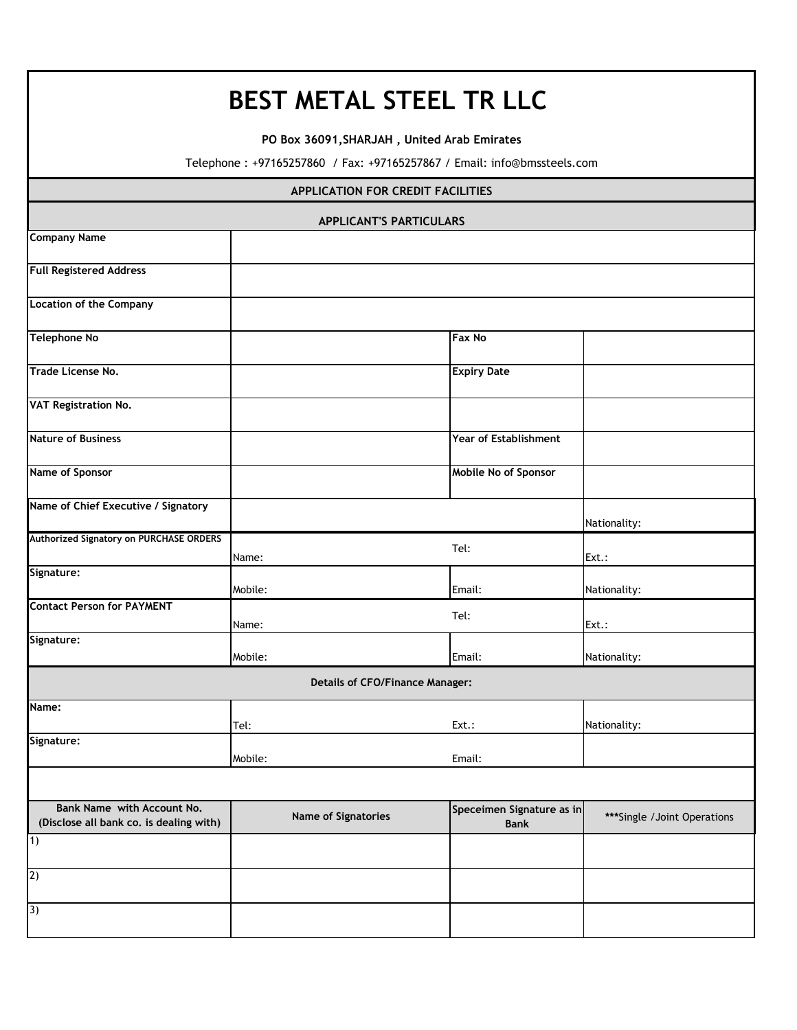# BEST METAL STEEL TR LLC

**PO Box 36091,SHARJAH , United Arab Emirates**

Telephone : +97165257860 / Fax: +97165257867 / Email: info@bmssteels.com

## APPLICATION FOR CREDIT FACILITIES

### APPLICANT'S PARTICULARS

| | | | |
|---|---|---|---|
| **Company Name** | | | |
| **Full Registered Address** | | | |
| **Location of the Company** | | | |
| **Telephone No** | | **Fax No** | |
| **Trade License No.** | | **Expiry Date** | |
| **VAT Registration No.** | | | |
| **Nature of Business** | | **Year of Establishment** | |
| **Name of Sponsor** | | **Mobile No of Sponsor** | |
| **Name of Chief Executive / Signatory** | | | Nationality: |
| **Authorized Signatory on PURCHASE ORDERS** | Name: | Tel: | Ext.: |
| **Signature:** | Mobile: | Email: | Nationality: |
| **Contact Person for PAYMENT** | Name: | Tel: | Ext.: |
| **Signature:** | Mobile: | Email: | Nationality: |

**Details of CFO/Finance Manager:**

| | | | |
|---|---|---|---|
| **Name:** | Tel: | Ext.: | Nationality: |
| **Signature:** | Mobile: | Email: | |

| Bank Name with Account No. (Disclose all bank co. is dealing with) | Name of Signatories | Speceimen Signature as in Bank | ***Single /Joint Operations |
|---|---|---|---|
| 1) | | | |
| 2) | | | |
| 3) | | | |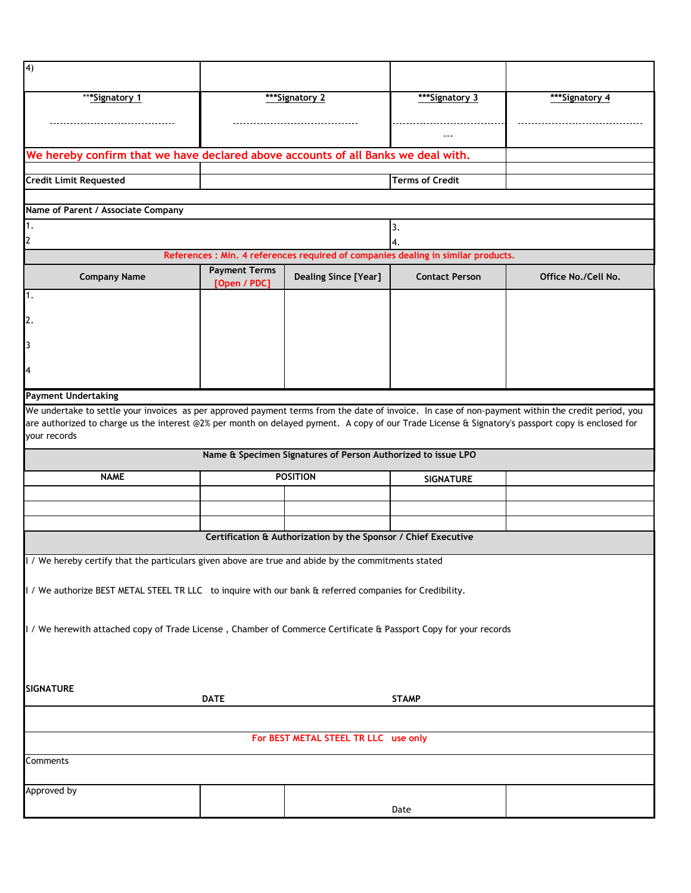| | | | |
|---|---|---|---|
| 4) | | | |
| ***Signatory 1<br><br>------------------------------------ | ***Signatory 2<br><br>------------------------------------ | ***Signatory 3<br><br>------------------------------------ | ***Signatory 4<br><br>------------------------------------ |

**We hereby confirm that we have declared above accounts of all Banks we deal with.**

| | | | |
|---|---|---|---|
| Credit Limit Requested | | Terms of Credit | |

**Name of Parent / Associate Company**

| | |
|---|---|
| 1. | 3. |
| 2 | 4. |

**References : Min. 4 references required of companies dealing in similar products.**

| Company Name | Payment Terms [Open / PDC] | Dealing Since [Year] | Contact Person | Office No./Cell No. |
|---|---|---|---|---|
| 1. | | | | |
| 2. | | | | |
| 3 | | | | |
| 4 | | | | |

**Payment Undertaking**

We undertake to settle your invoices as per approved payment terms from the date of invoice. In case of non-payment within the credit period, you are authorized to charge us the interest @2% per month on delayed pyment. A copy of our Trade License & Signatory's passport copy is enclosed for your records

**Name & Specimen Signatures of Person Authorized to issue LPO**

| NAME | POSITION | SIGNATURE | |
|---|---|---|---|
| | | | |
| | | | |
| | | | |

**Certification & Authorization by the Sponsor / Chief Executive**

I / We hereby certify that the particulars given above are true and abide by the commitments stated

I / We authorize BEST METAL STEEL TR LLC to inquire with our bank & referred companies for Credibility.

I / We herewith attached copy of Trade License , Chamber of Commerce Certificate & Passport Copy for your records

**SIGNATURE** **DATE** **STAMP**

**For BEST METAL STEEL TR LLC use only**

Comments

| | | | |
|---|---|---|---|
| Approved by | | Date | |